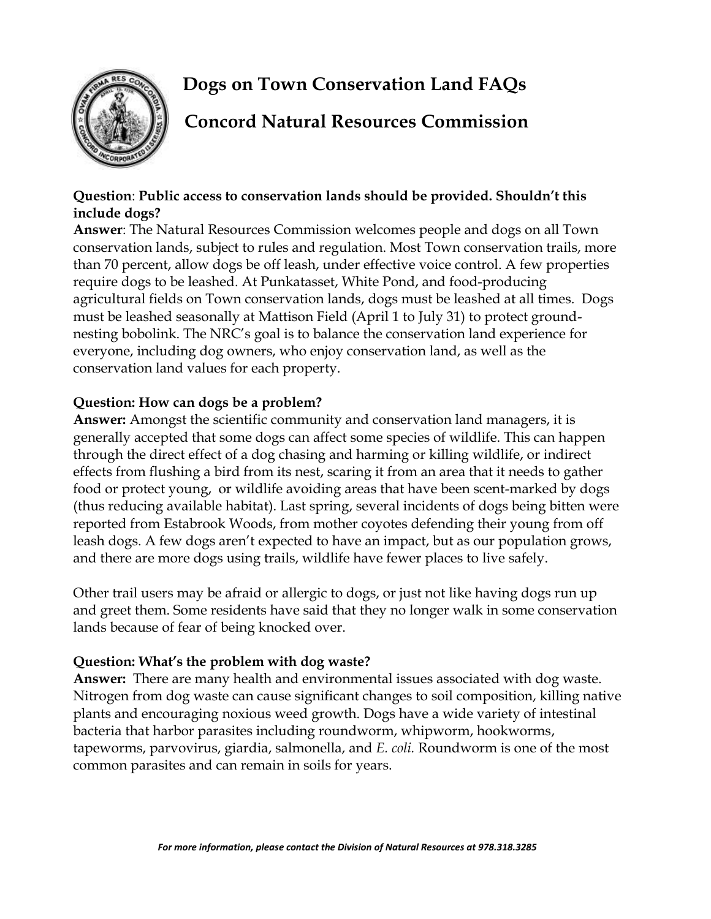# Dogs on Town Conservation Land FAQs

## Concord Natural Resources Commission

**Question**: **Public access to conservation lands should be provided. Shouldn't this include dogs?**

**Answer**: The Natural Resources Commission welcomes people and dogs on all Town conservation lands, subject to rules and regulation. Most Town conservation trails, more than 70 percent, allow dogs be off leash, under effective voice control. A few properties require dogs to be leashed. At Punkatasset, White Pond, and food-producing agricultural fields on Town conservation lands, dogs must be leashed at all times. Dogs must be leashed seasonally at Mattison Field (April 1 to July 31) to protect ground-nesting bobolink. The NRC's goal is to balance the conservation land experience for everyone, including dog owners, who enjoy conservation land, as well as the conservation land values for each property.

**Question: How can dogs be a problem?**

**Answer:** Amongst the scientific community and conservation land managers, it is generally accepted that some dogs can affect some species of wildlife. This can happen through the direct effect of a dog chasing and harming or killing wildlife, or indirect effects from flushing a bird from its nest, scaring it from an area that it needs to gather food or protect young, or wildlife avoiding areas that have been scent-marked by dogs (thus reducing available habitat). Last spring, several incidents of dogs being bitten were reported from Estabrook Woods, from mother coyotes defending their young from off leash dogs. A few dogs aren't expected to have an impact, but as our population grows, and there are more dogs using trails, wildlife have fewer places to live safely.

Other trail users may be afraid or allergic to dogs, or just not like having dogs run up and greet them. Some residents have said that they no longer walk in some conservation lands because of fear of being knocked over.

**Question: What's the problem with dog waste?**

**Answer:** There are many health and environmental issues associated with dog waste. Nitrogen from dog waste can cause significant changes to soil composition, killing native plants and encouraging noxious weed growth. Dogs have a wide variety of intestinal bacteria that harbor parasites including roundworm, whipworm, hookworms, tapeworms, parvovirus, giardia, salmonella, and *E. coli.* Roundworm is one of the most common parasites and can remain in soils for years.

*For more information, please contact the Division of Natural Resources at 978.318.3285*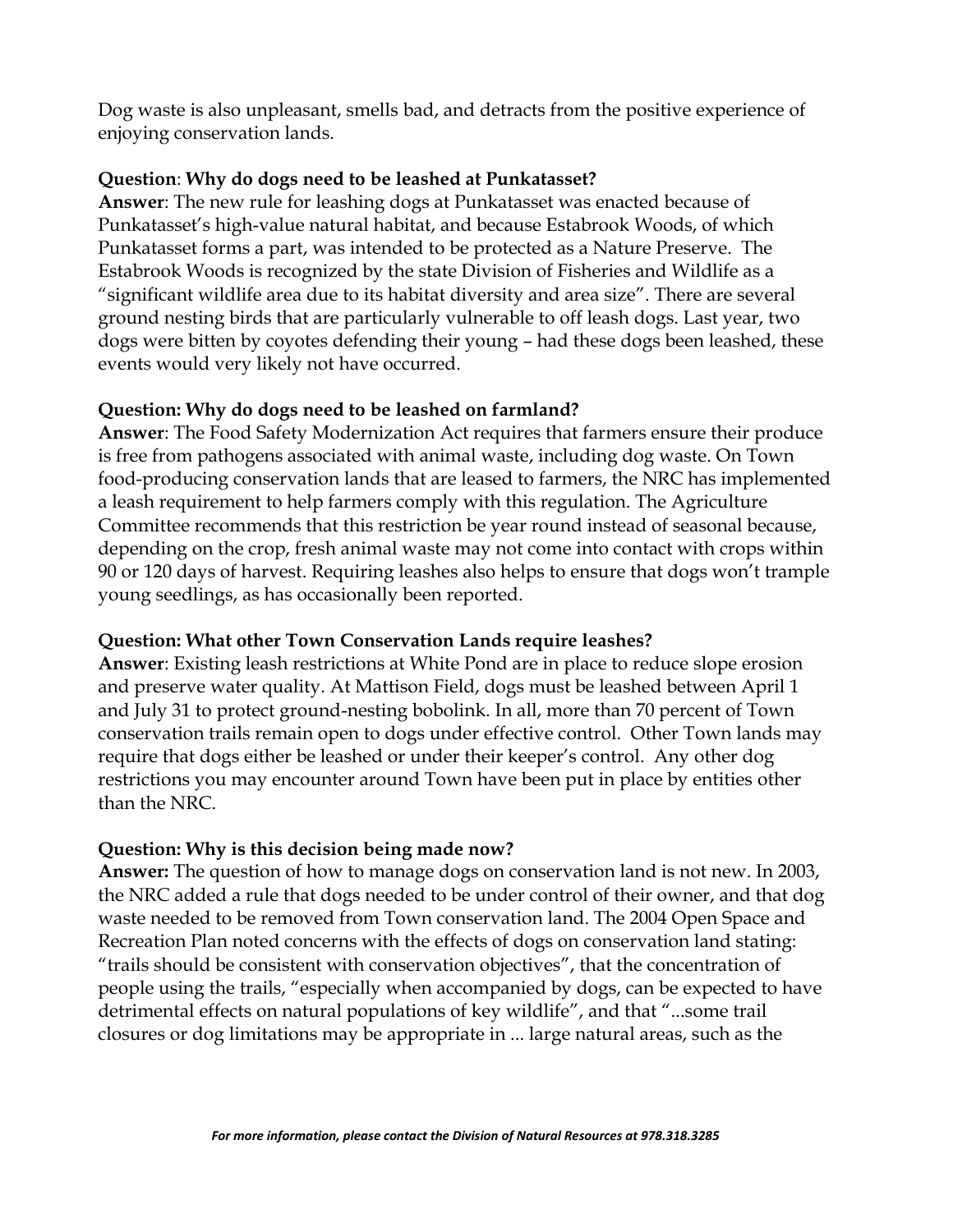Dog waste is also unpleasant, smells bad, and detracts from the positive experience of enjoying conservation lands.

**Question**: **Why do dogs need to be leashed at Punkatasset?**
**Answer**: The new rule for leashing dogs at Punkatasset was enacted because of Punkatasset's high-value natural habitat, and because Estabrook Woods, of which Punkatasset forms a part, was intended to be protected as a Nature Preserve. The Estabrook Woods is recognized by the state Division of Fisheries and Wildlife as a "significant wildlife area due to its habitat diversity and area size". There are several ground nesting birds that are particularly vulnerable to off leash dogs. Last year, two dogs were bitten by coyotes defending their young – had these dogs been leashed, these events would very likely not have occurred.

**Question: Why do dogs need to be leashed on farmland?**
**Answer**: The Food Safety Modernization Act requires that farmers ensure their produce is free from pathogens associated with animal waste, including dog waste. On Town food-producing conservation lands that are leased to farmers, the NRC has implemented a leash requirement to help farmers comply with this regulation. The Agriculture Committee recommends that this restriction be year round instead of seasonal because, depending on the crop, fresh animal waste may not come into contact with crops within 90 or 120 days of harvest. Requiring leashes also helps to ensure that dogs won't trample young seedlings, as has occasionally been reported.

**Question: What other Town Conservation Lands require leashes?**
**Answer**: Existing leash restrictions at White Pond are in place to reduce slope erosion and preserve water quality. At Mattison Field, dogs must be leashed between April 1 and July 31 to protect ground-nesting bobolink. In all, more than 70 percent of Town conservation trails remain open to dogs under effective control. Other Town lands may require that dogs either be leashed or under their keeper's control. Any other dog restrictions you may encounter around Town have been put in place by entities other than the NRC.

**Question: Why is this decision being made now?**
**Answer:** The question of how to manage dogs on conservation land is not new. In 2003, the NRC added a rule that dogs needed to be under control of their owner, and that dog waste needed to be removed from Town conservation land. The 2004 Open Space and Recreation Plan noted concerns with the effects of dogs on conservation land stating: "trails should be consistent with conservation objectives", that the concentration of people using the trails, "especially when accompanied by dogs, can be expected to have detrimental effects on natural populations of key wildlife", and that "...some trail closures or dog limitations may be appropriate in ... large natural areas, such as the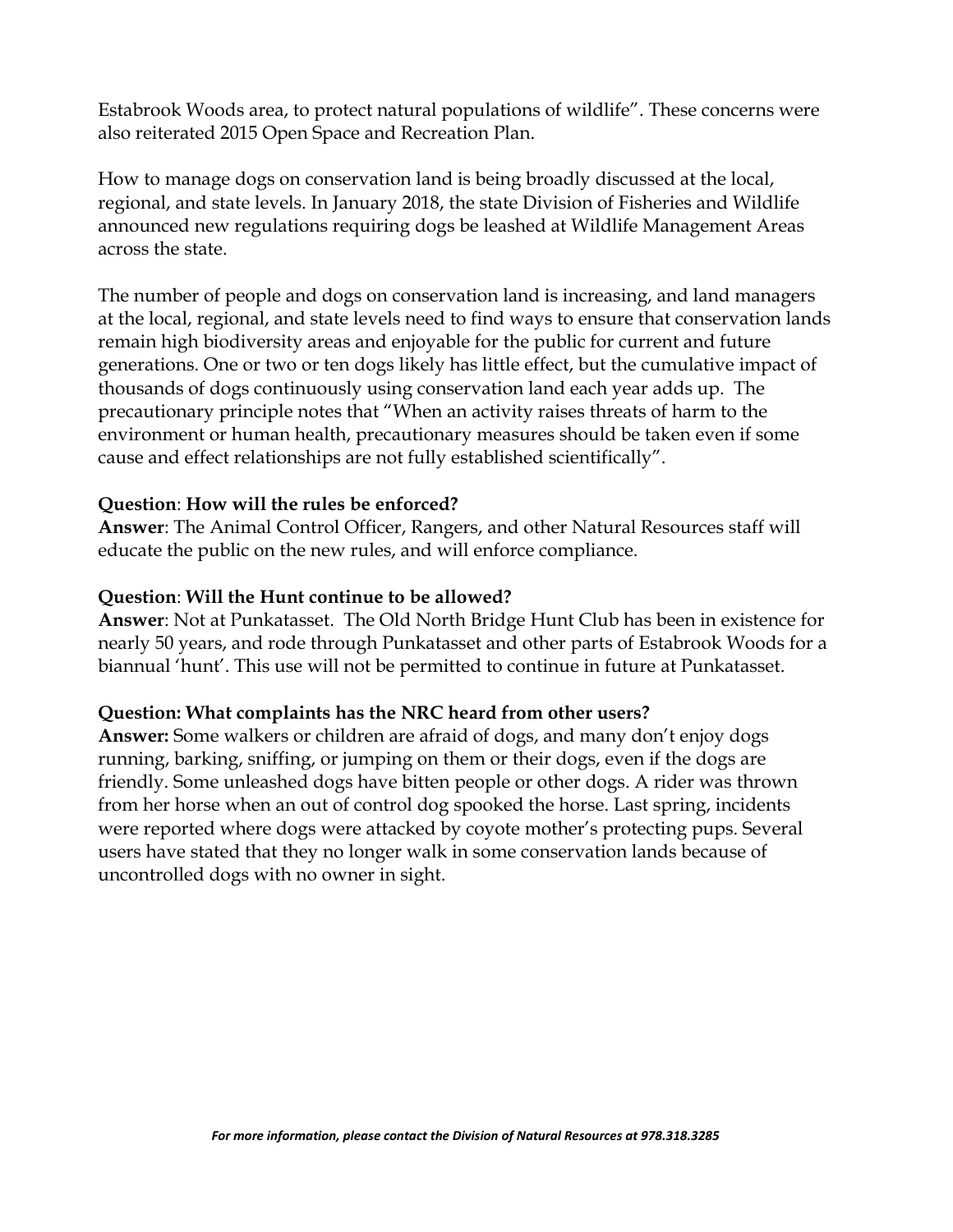Estabrook Woods area, to protect natural populations of wildlife". These concerns were also reiterated 2015 Open Space and Recreation Plan.

How to manage dogs on conservation land is being broadly discussed at the local, regional, and state levels. In January 2018, the state Division of Fisheries and Wildlife announced new regulations requiring dogs be leashed at Wildlife Management Areas across the state.

The number of people and dogs on conservation land is increasing, and land managers at the local, regional, and state levels need to find ways to ensure that conservation lands remain high biodiversity areas and enjoyable for the public for current and future generations. One or two or ten dogs likely has little effect, but the cumulative impact of thousands of dogs continuously using conservation land each year adds up. The precautionary principle notes that "When an activity raises threats of harm to the environment or human health, precautionary measures should be taken even if some cause and effect relationships are not fully established scientifically".

**Question**: **How will the rules be enforced?**
**Answer**: The Animal Control Officer, Rangers, and other Natural Resources staff will educate the public on the new rules, and will enforce compliance.

**Question**: **Will the Hunt continue to be allowed?**
**Answer**: Not at Punkatasset. The Old North Bridge Hunt Club has been in existence for nearly 50 years, and rode through Punkatasset and other parts of Estabrook Woods for a biannual 'hunt'. This use will not be permitted to continue in future at Punkatasset.

**Question: What complaints has the NRC heard from other users?**
**Answer:** Some walkers or children are afraid of dogs, and many don't enjoy dogs running, barking, sniffing, or jumping on them or their dogs, even if the dogs are friendly. Some unleashed dogs have bitten people or other dogs. A rider was thrown from her horse when an out of control dog spooked the horse. Last spring, incidents were reported where dogs were attacked by coyote mother's protecting pups. Several users have stated that they no longer walk in some conservation lands because of uncontrolled dogs with no owner in sight.

***For more information, please contact the Division of Natural Resources at 978.318.3285***